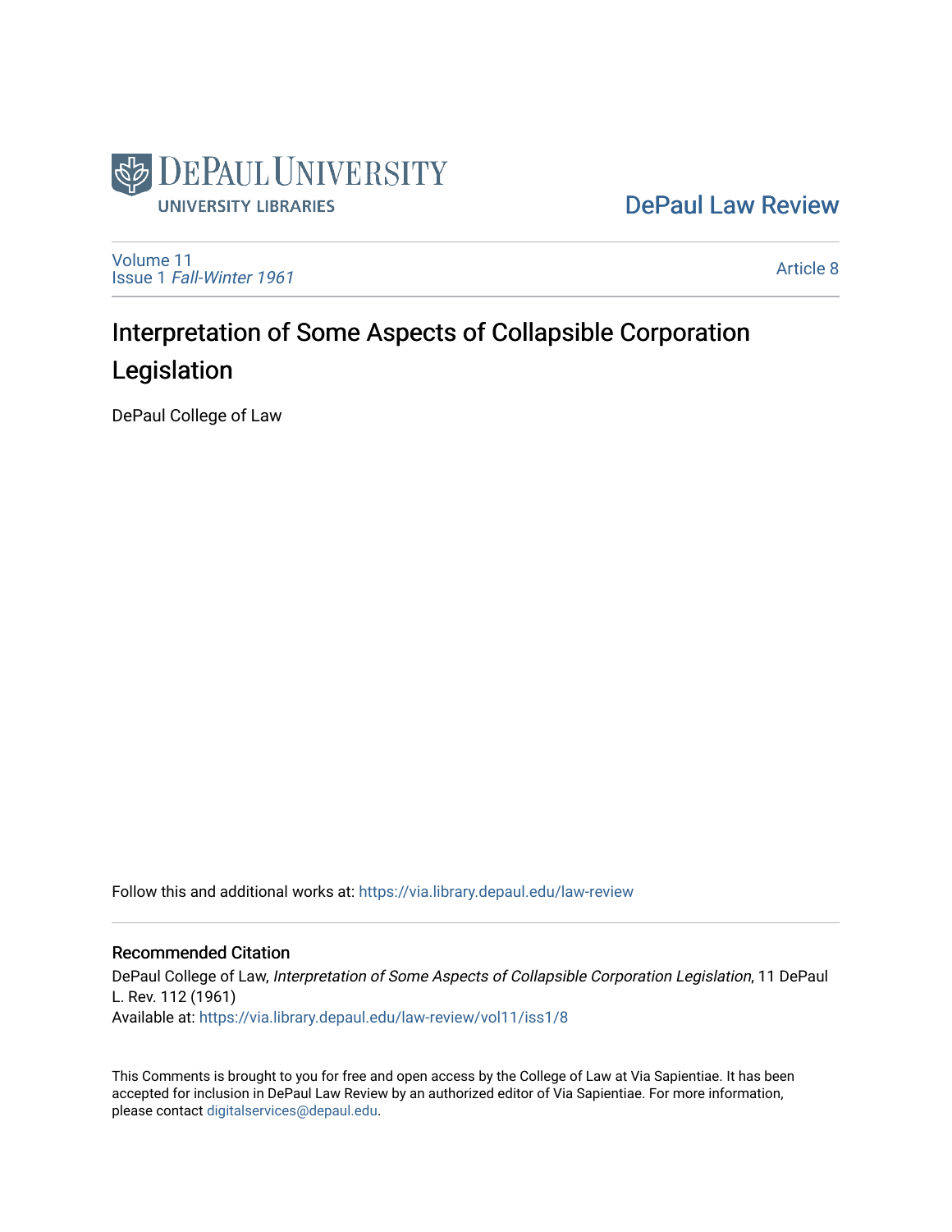DePaul University Libraries

DePaul Law Review

Volume 11
Issue 1 *Fall-Winter 1961*

Article 8

# Interpretation of Some Aspects of Collapsible Corporation Legislation

DePaul College of Law

Follow this and additional works at: https://via.library.depaul.edu/law-review

## Recommended Citation

DePaul College of Law, *Interpretation of Some Aspects of Collapsible Corporation Legislation*, 11 DePaul L. Rev. 112 (1961)
Available at: https://via.library.depaul.edu/law-review/vol11/iss1/8

This Comments is brought to you for free and open access by the College of Law at Via Sapientiae. It has been accepted for inclusion in DePaul Law Review by an authorized editor of Via Sapientiae. For more information, please contact digitalservices@depaul.edu.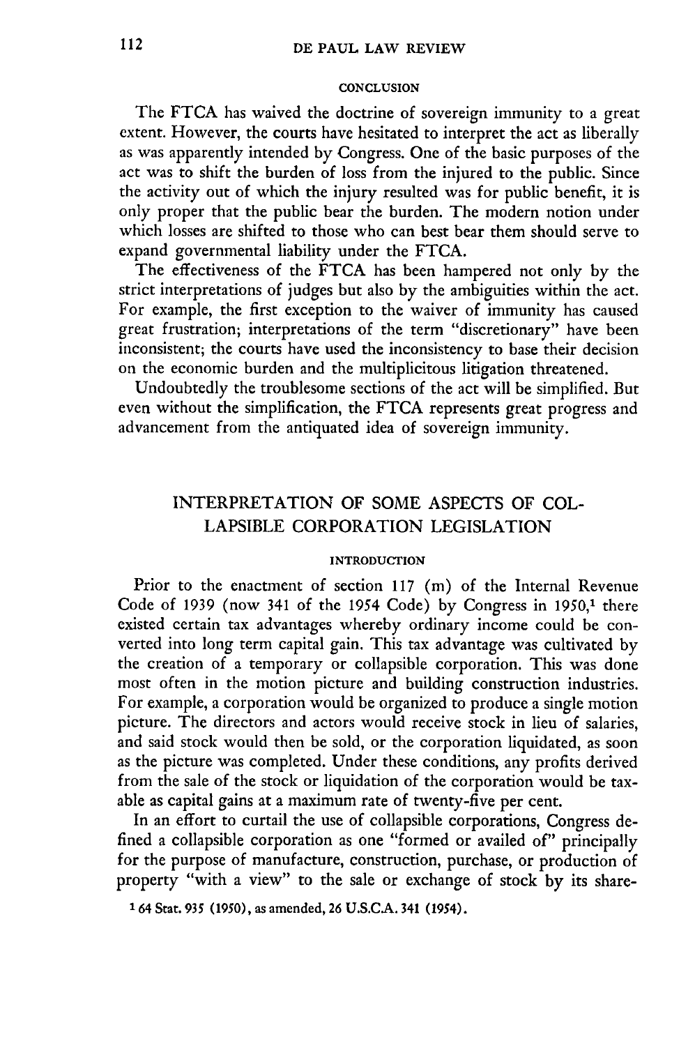#### CONCLUSION

The FTCA has waived the doctrine of sovereign immunity to a great extent. However, the courts have hesitated to interpret the act as liberally as was apparently intended by Congress. One of the basic purposes of the act was to shift the burden of loss from the injured to the public. Since the activity out of which the injury resulted was for public benefit, it is only proper that the public bear the burden. The modern notion under which losses are shifted to those who can best bear them should serve to expand governmental liability under the FTCA.

The effectiveness of the FTCA has been hampered not only by the strict interpretations of judges but also by the ambiguities within the act. For example, the first exception to the waiver of immunity has caused great frustration; interpretations of the term "discretionary" have been inconsistent; the courts have used the inconsistency to base their decision on the economic burden and the multiplicitous litigation threatened.

Undoubtedly the troublesome sections of the act will be simplified. But even without the simplification, the FTCA represents great progress and advancement from the antiquated idea of sovereign immunity.

## INTERPRETATION OF SOME ASPECTS OF COLLAPSIBLE CORPORATION LEGISLATION

#### INTRODUCTION

Prior to the enactment of section 117 (m) of the Internal Revenue Code of 1939 (now 341 of the 1954 Code) by Congress in 1950,[1] there existed certain tax advantages whereby ordinary income could be converted into long term capital gain. This tax advantage was cultivated by the creation of a temporary or collapsible corporation. This was done most often in the motion picture and building construction industries. For example, a corporation would be organized to produce a single motion picture. The directors and actors would receive stock in lieu of salaries, and said stock would then be sold, or the corporation liquidated, as soon as the picture was completed. Under these conditions, any profits derived from the sale of the stock or liquidation of the corporation would be taxable as capital gains at a maximum rate of twenty-five per cent.

In an effort to curtail the use of collapsible corporations, Congress defined a collapsible corporation as one "formed or availed of" principally for the purpose of manufacture, construction, purchase, or production of property "with a view" to the sale or exchange of stock by its share-

[1] 64 Stat. 935 (1950), as amended, 26 U.S.C.A. 341 (1954).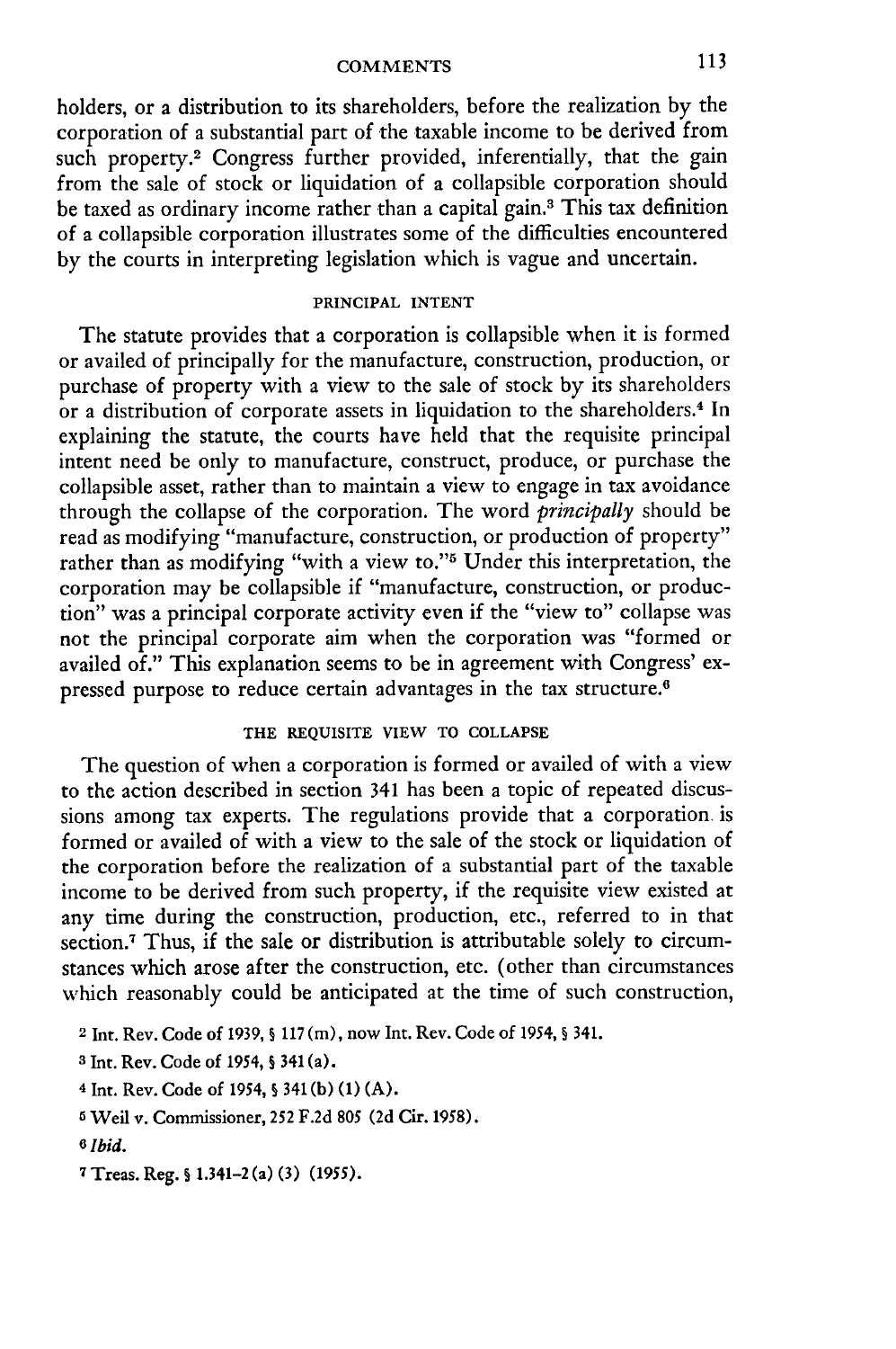holders, or a distribution to its shareholders, before the realization by the corporation of a substantial part of the taxable income to be derived from such property.[2] Congress further provided, inferentially, that the gain from the sale of stock or liquidation of a collapsible corporation should be taxed as ordinary income rather than a capital gain.[3] This tax definition of a collapsible corporation illustrates some of the difficulties encountered by the courts in interpreting legislation which is vague and uncertain.

## PRINCIPAL INTENT

The statute provides that a corporation is collapsible when it is formed or availed of principally for the manufacture, construction, production, or purchase of property with a view to the sale of stock by its shareholders or a distribution of corporate assets in liquidation to the shareholders.[4] In explaining the statute, the courts have held that the requisite principal intent need be only to manufacture, construct, produce, or purchase the collapsible asset, rather than to maintain a view to engage in tax avoidance through the collapse of the corporation. The word *principally* should be read as modifying "manufacture, construction, or production of property" rather than as modifying "with a view to."[5] Under this interpretation, the corporation may be collapsible if "manufacture, construction, or production" was a principal corporate activity even if the "view to" collapse was not the principal corporate aim when the corporation was "formed or availed of." This explanation seems to be in agreement with Congress' expressed purpose to reduce certain advantages in the tax structure.[6]

## THE REQUISITE VIEW TO COLLAPSE

The question of when a corporation is formed or availed of with a view to the action described in section 341 has been a topic of repeated discussions among tax experts. The regulations provide that a corporation is formed or availed of with a view to the sale of the stock or liquidation of the corporation before the realization of a substantial part of the taxable income to be derived from such property, if the requisite view existed at any time during the construction, production, etc., referred to in that section.[7] Thus, if the sale or distribution is attributable solely to circumstances which arose after the construction, etc. (other than circumstances which reasonably could be anticipated at the time of such construction,

---

[2] Int. Rev. Code of 1939, § 117(m), now Int. Rev. Code of 1954, § 341.

[3] Int. Rev. Code of 1954, § 341(a).

[4] Int. Rev. Code of 1954, § 341(b)(1)(A).

[5] Weil v. Commissioner, 252 F.2d 805 (2d Cir. 1958).

[6] *Ibid.*

[7] Treas. Reg. § 1.341-2(a)(3) (1955).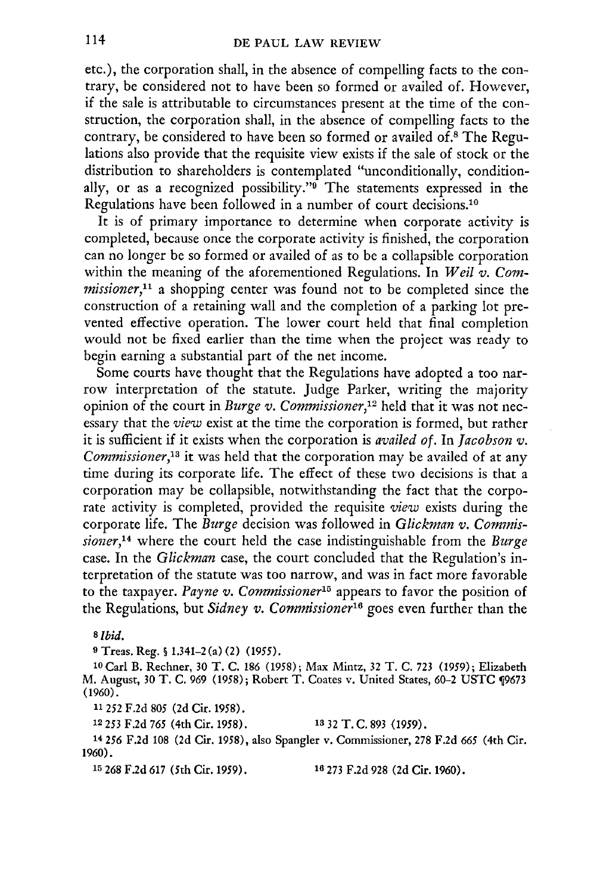etc.), the corporation shall, in the absence of compelling facts to the contrary, be considered not to have been so formed or availed of. However, if the sale is attributable to circumstances present at the time of the construction, the corporation shall, in the absence of compelling facts to the contrary, be considered to have been so formed or availed of.[8] The Regulations also provide that the requisite view exists if the sale of stock or the distribution to shareholders is contemplated "unconditionally, conditionally, or as a recognized possibility."[9] The statements expressed in the Regulations have been followed in a number of court decisions.[10]

It is of primary importance to determine when corporate activity is completed, because once the corporate activity is finished, the corporation can no longer be so formed or availed of as to be a collapsible corporation within the meaning of the aforementioned Regulations. In *Weil v. Commissioner*,[11] a shopping center was found not to be completed since the construction of a retaining wall and the completion of a parking lot prevented effective operation. The lower court held that final completion would not be fixed earlier than the time when the project was ready to begin earning a substantial part of the net income.

Some courts have thought that the Regulations have adopted a too narrow interpretation of the statute. Judge Parker, writing the majority opinion of the court in *Burge v. Commissioner*,[12] held that it was not necessary that the *view* exist at the time the corporation is formed, but rather it is sufficient if it exists when the corporation is *availed of*. In *Jacobson v. Commissioner*,[13] it was held that the corporation may be availed of at any time during its corporate life. The effect of these two decisions is that a corporation may be collapsible, notwithstanding the fact that the corporate activity is completed, provided the requisite *view* exists during the corporate life. The *Burge* decision was followed in *Glickman v. Commissioner*,[14] where the court held the case indistinguishable from the *Burge* case. In the *Glickman* case, the court concluded that the Regulation's interpretation of the statute was too narrow, and was in fact more favorable to the taxpayer. *Payne v. Commissioner*[15] appears to favor the position of the Regulations, but *Sidney v. Commissioner*[16] goes even further than the

---

8 *Ibid.*

9 Treas. Reg. § 1.341-2(a)(2) (1955).

10 Carl B. Rechner, 30 T. C. 186 (1958); Max Mintz, 32 T. C. 723 (1959); Elizabeth M. August, 30 T. C. 969 (1958); Robert T. Coates v. United States, 60-2 USTC ¶9673 (1960).

11 252 F.2d 805 (2d Cir. 1958).

12 253 F.2d 765 (4th Cir. 1958).

13 32 T. C. 893 (1959).

14 256 F.2d 108 (2d Cir. 1958), also Spangler v. Commissioner, 278 F.2d 665 (4th Cir. 1960).

15 268 F.2d 617 (5th Cir. 1959).

16 273 F.2d 928 (2d Cir. 1960).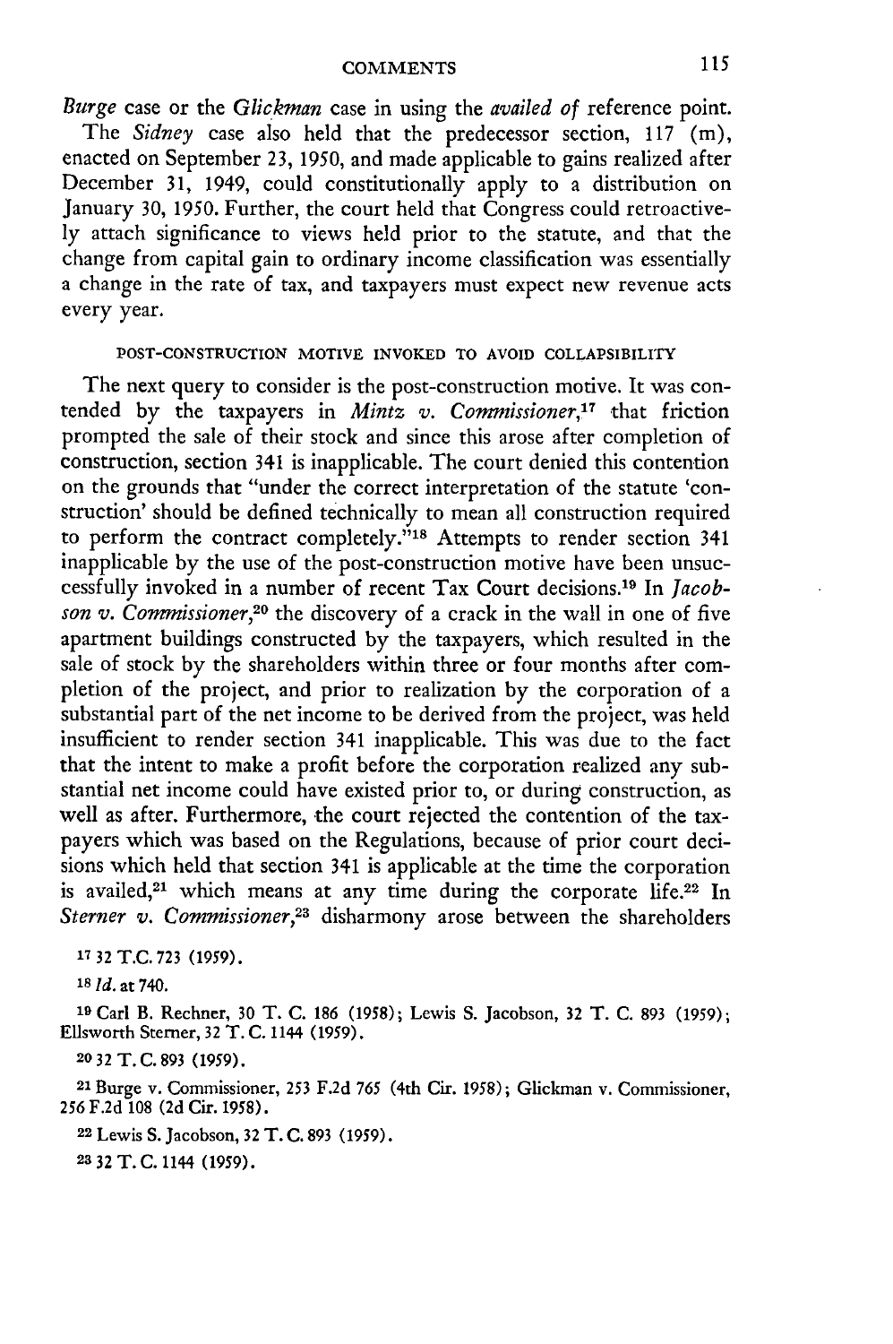*Burge* case or the *Glickman* case in using the *availed of* reference point.

The *Sidney* case also held that the predecessor section, 117 (m), enacted on September 23, 1950, and made applicable to gains realized after December 31, 1949, could constitutionally apply to a distribution on January 30, 1950. Further, the court held that Congress could retroactively attach significance to views held prior to the statute, and that the change from capital gain to ordinary income classification was essentially a change in the rate of tax, and taxpayers must expect new revenue acts every year.

### POST-CONSTRUCTION MOTIVE INVOKED TO AVOID COLLAPSIBILITY

The next query to consider is the post-construction motive. It was contended by the taxpayers in *Mintz v. Commissioner*,[17] that friction prompted the sale of their stock and since this arose after completion of construction, section 341 is inapplicable. The court denied this contention on the grounds that "under the correct interpretation of the statute 'construction' should be defined technically to mean all construction required to perform the contract completely."[18] Attempts to render section 341 inapplicable by the use of the post-construction motive have been unsuccessfully invoked in a number of recent Tax Court decisions.[19] In *Jacobson v. Commissioner*,[20] the discovery of a crack in the wall in one of five apartment buildings constructed by the taxpayers, which resulted in the sale of stock by the shareholders within three or four months after completion of the project, and prior to realization by the corporation of a substantial part of the net income to be derived from the project, was held insufficient to render section 341 inapplicable. This was due to the fact that the intent to make a profit before the corporation realized any substantial net income could have existed prior to, or during construction, as well as after. Furthermore, the court rejected the contention of the taxpayers which was based on the Regulations, because of prior court decisions which held that section 341 is applicable at the time the corporation is availed,[21] which means at any time during the corporate life.[22] In *Sterner v. Commissioner*,[23] disharmony arose between the shareholders

---

[17] 32 T.C. 723 (1959).

[18] *Id.* at 740.

[19] Carl B. Rechner, 30 T. C. 186 (1958); Lewis S. Jacobson, 32 T. C. 893 (1959); Ellsworth Sterner, 32 T. C. 1144 (1959).

[20] 32 T. C. 893 (1959).

[21] Burge v. Commissioner, 253 F.2d 765 (4th Cir. 1958); Glickman v. Commissioner, 256 F.2d 108 (2d Cir. 1958).

[22] Lewis S. Jacobson, 32 T. C. 893 (1959).

[23] 32 T. C. 1144 (1959).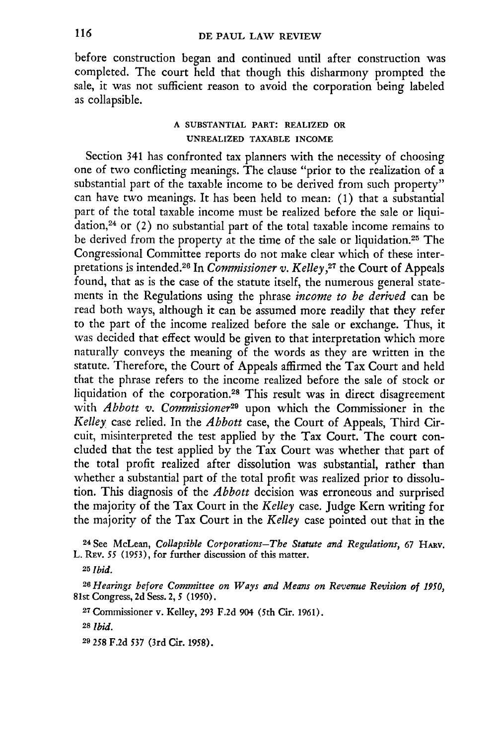before construction began and continued until after construction was completed. The court held that though this disharmony prompted the sale, it was not sufficient reason to avoid the corporation being labeled as collapsible.

### A SUBSTANTIAL PART: REALIZED OR UNREALIZED TAXABLE INCOME

Section 341 has confronted tax planners with the necessity of choosing one of two conflicting meanings. The clause "prior to the realization of a substantial part of the taxable income to be derived from such property" can have two meanings. It has been held to mean: (1) that a substantial part of the total taxable income must be realized before the sale or liquidation,[24] or (2) no substantial part of the total taxable income remains to be derived from the property at the time of the sale or liquidation.[25] The Congressional Committee reports do not make clear which of these interpretations is intended.[26] In *Commissioner v. Kelley*,[27] the Court of Appeals found, that as is the case of the statute itself, the numerous general statements in the Regulations using the phrase *income to be derived* can be read both ways, although it can be assumed more readily that they refer to the part of the income realized before the sale or exchange. Thus, it was decided that effect would be given to that interpretation which more naturally conveys the meaning of the words as they are written in the statute. Therefore, the Court of Appeals affirmed the Tax Court and held that the phrase refers to the income realized before the sale of stock or liquidation of the corporation.[28] This result was in direct disagreement with *Abbott v. Commissioner*[29] upon which the Commissioner in the *Kelley* case relied. In the *Abbott* case, the Court of Appeals, Third Circuit, misinterpreted the test applied by the Tax Court. The court concluded that the test applied by the Tax Court was whether that part of the total profit realized after dissolution was substantial, rather than whether a substantial part of the total profit was realized prior to dissolution. This diagnosis of the *Abbott* decision was erroneous and surprised the majority of the Tax Court in the *Kelley* case. Judge Kern writing for the majority of the Tax Court in the *Kelley* case pointed out that in the

---

[24] See McLean, *Collapsible Corporations—The Statute and Regulations*, 67 HARV. L. REV. 55 (1953), for further discussion of this matter.

[25] *Ibid.*

[26] *Hearings before Committee on Ways and Means on Revenue Revision of 1950*, 81st Congress, 2d Sess. 2, 5 (1950).

[27] Commissioner v. Kelley, 293 F.2d 904 (5th Cir. 1961).

[28] *Ibid.*

[29] 258 F.2d 537 (3rd Cir. 1958).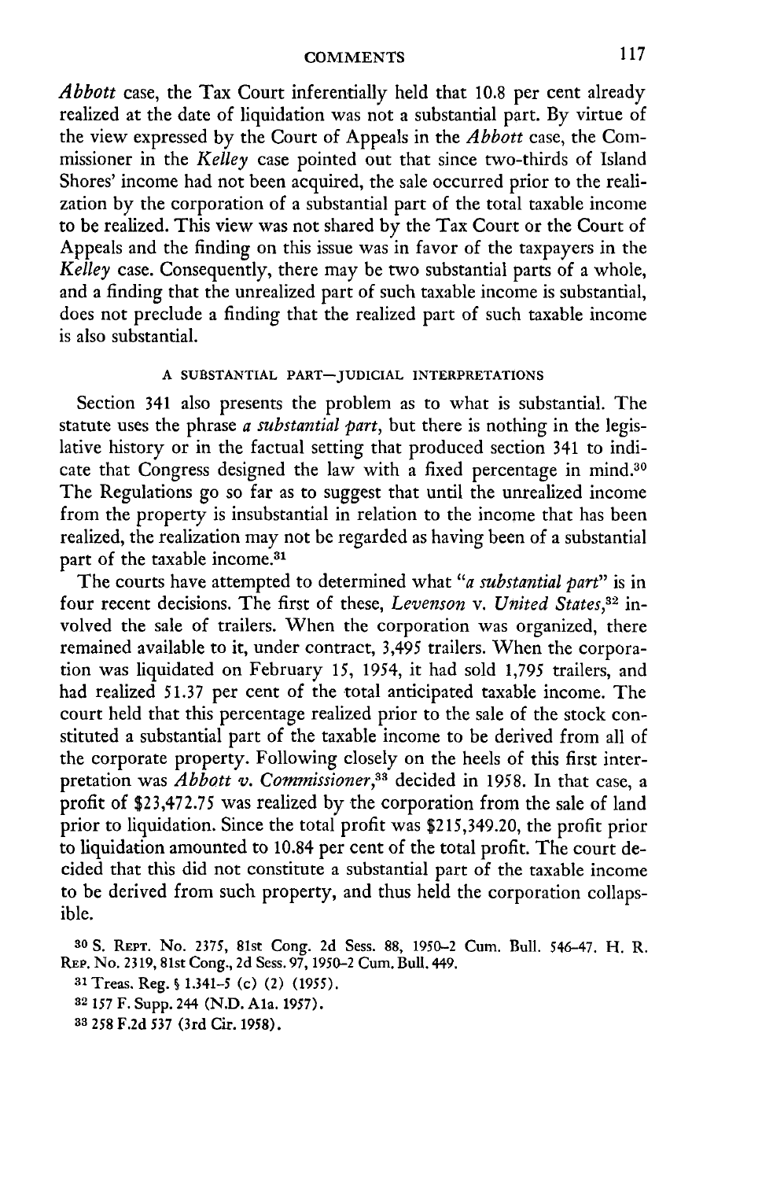*Abbott* case, the Tax Court inferentially held that 10.8 per cent already realized at the date of liquidation was not a substantial part. By virtue of the view expressed by the Court of Appeals in the *Abbott* case, the Commissioner in the *Kelley* case pointed out that since two-thirds of Island Shores' income had not been acquired, the sale occurred prior to the realization by the corporation of a substantial part of the total taxable income to be realized. This view was not shared by the Tax Court or the Court of Appeals and the finding on this issue was in favor of the taxpayers in the *Kelley* case. Consequently, there may be two substantial parts of a whole, and a finding that the unrealized part of such taxable income is substantial, does not preclude a finding that the realized part of such taxable income is also substantial.

### A SUBSTANTIAL PART—JUDICIAL INTERPRETATIONS

Section 341 also presents the problem as to what is substantial. The statute uses the phrase *a substantial part*, but there is nothing in the legislative history or in the factual setting that produced section 341 to indicate that Congress designed the law with a fixed percentage in mind.[30] The Regulations go so far as to suggest that until the unrealized income from the property is insubstantial in relation to the income that has been realized, the realization may not be regarded as having been of a substantial part of the taxable income.[31]

The courts have attempted to determined what "*a substantial part*" is in four recent decisions. The first of these, *Levenson* v. *United States*,[32] involved the sale of trailers. When the corporation was organized, there remained available to it, under contract, 3,495 trailers. When the corporation was liquidated on February 15, 1954, it had sold 1,795 trailers, and had realized 51.37 per cent of the total anticipated taxable income. The court held that this percentage realized prior to the sale of the stock constituted a substantial part of the taxable income to be derived from all of the corporate property. Following closely on the heels of this first interpretation was *Abbott v. Commissioner*,[33] decided in 1958. In that case, a profit of $23,472.75 was realized by the corporation from the sale of land prior to liquidation. Since the total profit was $215,349.20, the profit prior to liquidation amounted to 10.84 per cent of the total profit. The court decided that this did not constitute a substantial part of the taxable income to be derived from such property, and thus held the corporation collapsible.

[30] S. REPT. No. 2375, 81st Cong. 2d Sess. 88, 1950–2 Cum. Bull. 546–47. H. R. REP. No. 2319, 81st Cong., 2d Sess. 97, 1950–2 Cum. Bull. 449.

[31] Treas. Reg. § 1.341–5 (c) (2) (1955).

[32] 157 F. Supp. 244 (N.D. Ala. 1957).

[33] 258 F.2d 537 (3rd Cir. 1958).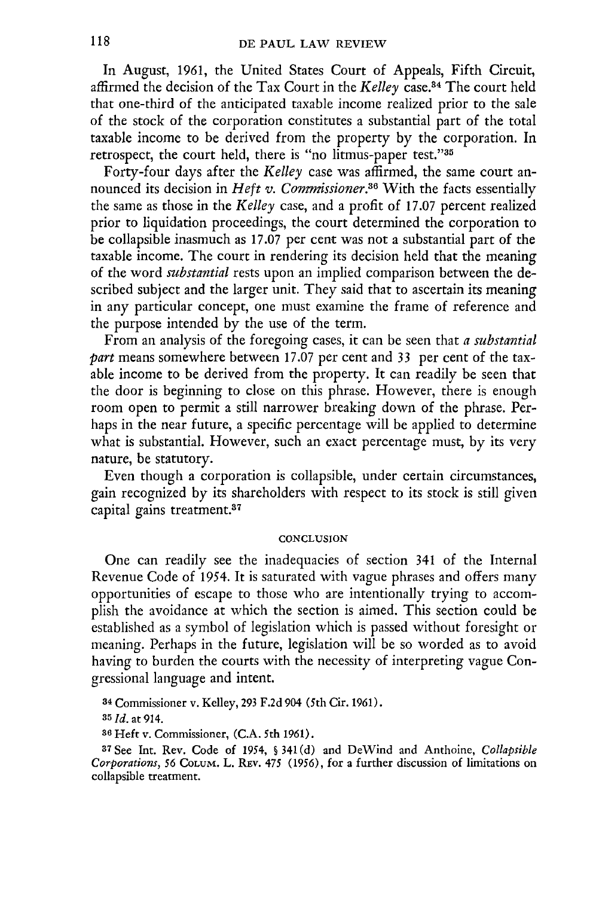In August, 1961, the United States Court of Appeals, Fifth Circuit, affirmed the decision of the Tax Court in the *Kelley* case.[34] The court held that one-third of the anticipated taxable income realized prior to the sale of the stock of the corporation constitutes a substantial part of the total taxable income to be derived from the property by the corporation. In retrospect, the court held, there is "no litmus-paper test."[35]

Forty-four days after the *Kelley* case was affirmed, the same court announced its decision in *Heft v. Commissioner*.[36] With the facts essentially the same as those in the *Kelley* case, and a profit of 17.07 percent realized prior to liquidation proceedings, the court determined the corporation to be collapsible inasmuch as 17.07 per cent was not a substantial part of the taxable income. The court in rendering its decision held that the meaning of the word *substantial* rests upon an implied comparison between the described subject and the larger unit. They said that to ascertain its meaning in any particular concept, one must examine the frame of reference and the purpose intended by the use of the term.

From an analysis of the foregoing cases, it can be seen that *a substantial part* means somewhere between 17.07 per cent and 33 per cent of the taxable income to be derived from the property. It can readily be seen that the door is beginning to close on this phrase. However, there is enough room open to permit a still narrower breaking down of the phrase. Perhaps in the near future, a specific percentage will be applied to determine what is substantial. However, such an exact percentage must, by its very nature, be statutory.

Even though a corporation is collapsible, under certain circumstances, gain recognized by its shareholders with respect to its stock is still given capital gains treatment.[37]

## CONCLUSION

One can readily see the inadequacies of section 341 of the Internal Revenue Code of 1954. It is saturated with vague phrases and offers many opportunities of escape to those who are intentionally trying to accomplish the avoidance at which the section is aimed. This section could be established as a symbol of legislation which is passed without foresight or meaning. Perhaps in the future, legislation will be so worded as to avoid having to burden the courts with the necessity of interpreting vague Congressional language and intent.

---

[34] Commissioner v. Kelley, 293 F.2d 904 (5th Cir. 1961).

[35] *Id.* at 914.

[36] Heft v. Commissioner, (C.A. 5th 1961).

[37] See Int. Rev. Code of 1954, § 341(d) and DeWind and Anthoine, *Collapsible Corporations*, 56 Colum. L. Rev. 475 (1956), for a further discussion of limitations on collapsible treatment.